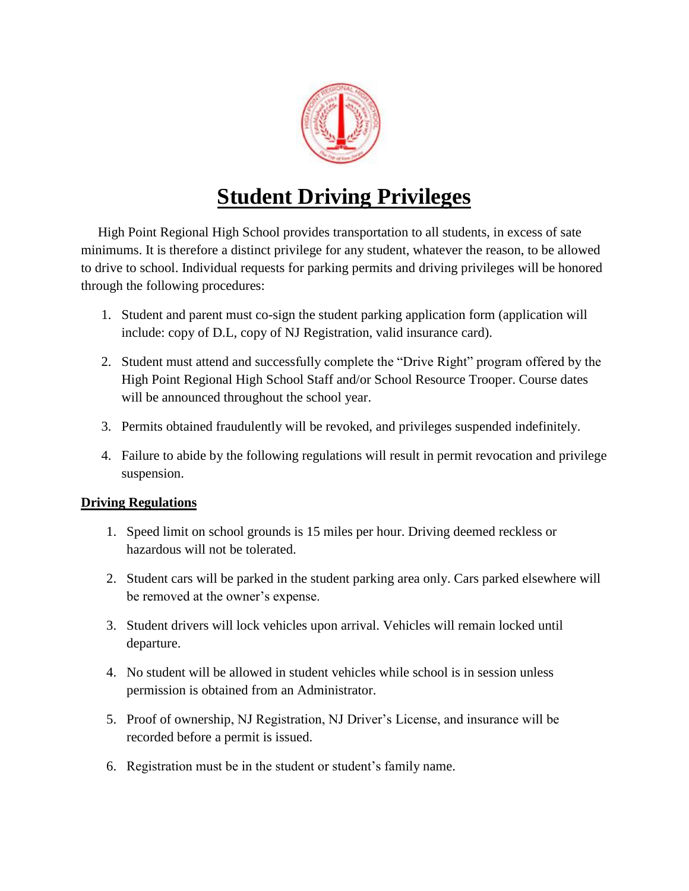# Student Driving Privileges

High Point Regional High School provides transportation to all students, in excess of sate minimums. It is therefore a distinct privilege for any student, whatever the reason, to be allowed to drive to school. Individual requests for parking permits and driving privileges will be honored through the following procedures:

1. Student and parent must co-sign the student parking application form (application will include: copy of D.L, copy of NJ Registration, valid insurance card).
2. Student must attend and successfully complete the "Drive Right" program offered by the High Point Regional High School Staff and/or School Resource Trooper. Course dates will be announced throughout the school year.
3. Permits obtained fraudulently will be revoked, and privileges suspended indefinitely.
4. Failure to abide by the following regulations will result in permit revocation and privilege suspension.

## Driving Regulations

1. Speed limit on school grounds is 15 miles per hour. Driving deemed reckless or hazardous will not be tolerated.
2. Student cars will be parked in the student parking area only. Cars parked elsewhere will be removed at the owner's expense.
3. Student drivers will lock vehicles upon arrival. Vehicles will remain locked until departure.
4. No student will be allowed in student vehicles while school is in session unless permission is obtained from an Administrator.
5. Proof of ownership, NJ Registration, NJ Driver's License, and insurance will be recorded before a permit is issued.
6. Registration must be in the student or student's family name.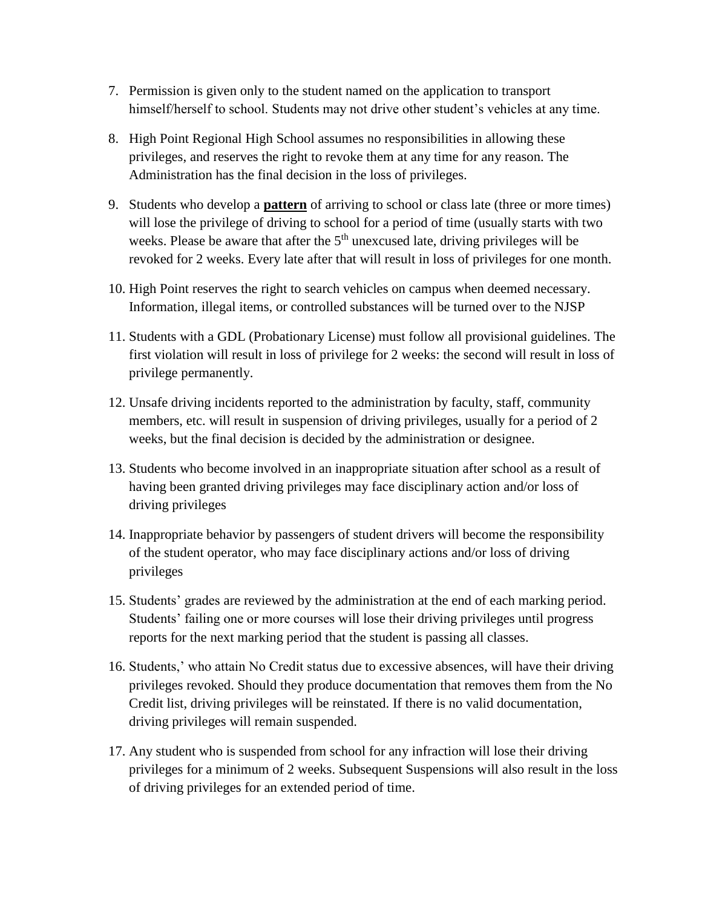7. Permission is given only to the student named on the application to transport himself/herself to school. Students may not drive other student's vehicles at any time.

8. High Point Regional High School assumes no responsibilities in allowing these privileges, and reserves the right to revoke them at any time for any reason. The Administration has the final decision in the loss of privileges.

9. Students who develop a **pattern** of arriving to school or class late (three or more times) will lose the privilege of driving to school for a period of time (usually starts with two weeks. Please be aware that after the 5th unexcused late, driving privileges will be revoked for 2 weeks. Every late after that will result in loss of privileges for one month.

10. High Point reserves the right to search vehicles on campus when deemed necessary. Information, illegal items, or controlled substances will be turned over to the NJSP

11. Students with a GDL (Probationary License) must follow all provisional guidelines. The first violation will result in loss of privilege for 2 weeks: the second will result in loss of privilege permanently.

12. Unsafe driving incidents reported to the administration by faculty, staff, community members, etc. will result in suspension of driving privileges, usually for a period of 2 weeks, but the final decision is decided by the administration or designee.

13. Students who become involved in an inappropriate situation after school as a result of having been granted driving privileges may face disciplinary action and/or loss of driving privileges

14. Inappropriate behavior by passengers of student drivers will become the responsibility of the student operator, who may face disciplinary actions and/or loss of driving privileges

15. Students' grades are reviewed by the administration at the end of each marking period. Students' failing one or more courses will lose their driving privileges until progress reports for the next marking period that the student is passing all classes.

16. Students,' who attain No Credit status due to excessive absences, will have their driving privileges revoked. Should they produce documentation that removes them from the No Credit list, driving privileges will be reinstated. If there is no valid documentation, driving privileges will remain suspended.

17. Any student who is suspended from school for any infraction will lose their driving privileges for a minimum of 2 weeks. Subsequent Suspensions will also result in the loss of driving privileges for an extended period of time.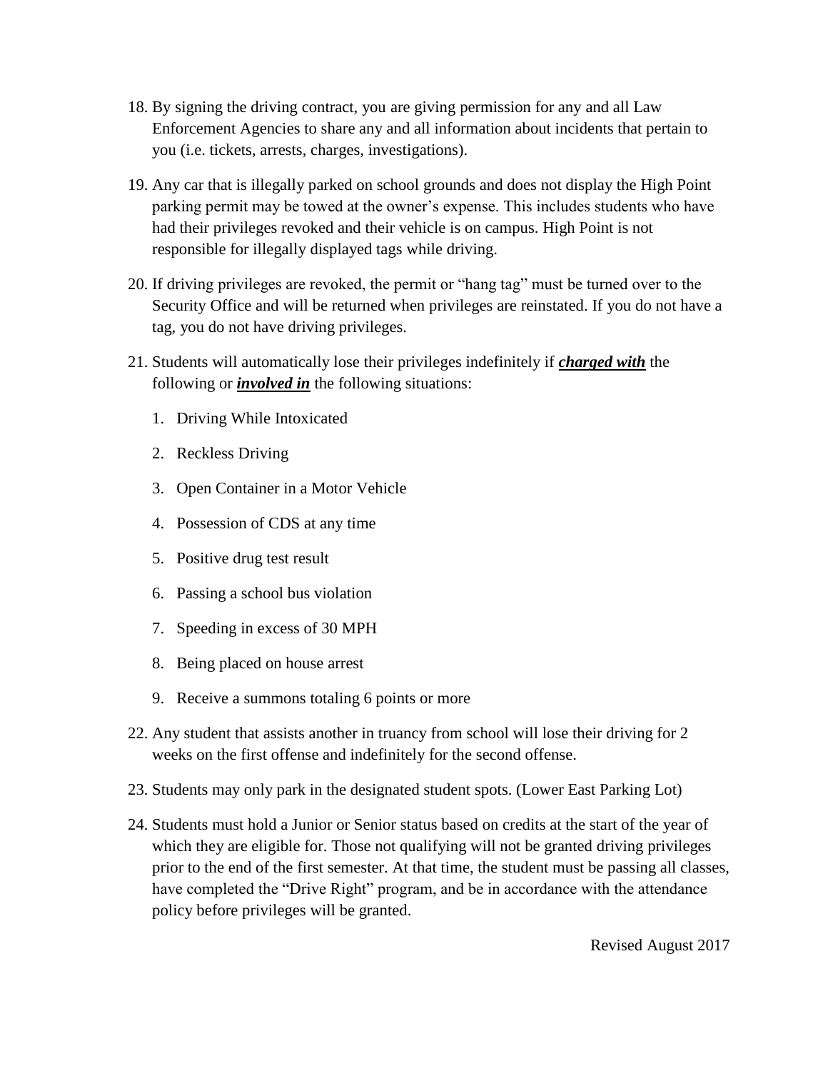18. By signing the driving contract, you are giving permission for any and all Law Enforcement Agencies to share any and all information about incidents that pertain to you (i.e. tickets, arrests, charges, investigations).

19. Any car that is illegally parked on school grounds and does not display the High Point parking permit may be towed at the owner's expense. This includes students who have had their privileges revoked and their vehicle is on campus. High Point is not responsible for illegally displayed tags while driving.

20. If driving privileges are revoked, the permit or "hang tag" must be turned over to the Security Office and will be returned when privileges are reinstated. If you do not have a tag, you do not have driving privileges.

21. Students will automatically lose their privileges indefinitely if ***charged with*** the following or ***involved in*** the following situations:

    1. Driving While Intoxicated
    2. Reckless Driving
    3. Open Container in a Motor Vehicle
    4. Possession of CDS at any time
    5. Positive drug test result
    6. Passing a school bus violation
    7. Speeding in excess of 30 MPH
    8. Being placed on house arrest
    9. Receive a summons totaling 6 points or more

22. Any student that assists another in truancy from school will lose their driving for 2 weeks on the first offense and indefinitely for the second offense.

23. Students may only park in the designated student spots. (Lower East Parking Lot)

24. Students must hold a Junior or Senior status based on credits at the start of the year of which they are eligible for. Those not qualifying will not be granted driving privileges prior to the end of the first semester. At that time, the student must be passing all classes, have completed the "Drive Right" program, and be in accordance with the attendance policy before privileges will be granted.

Revised August 2017